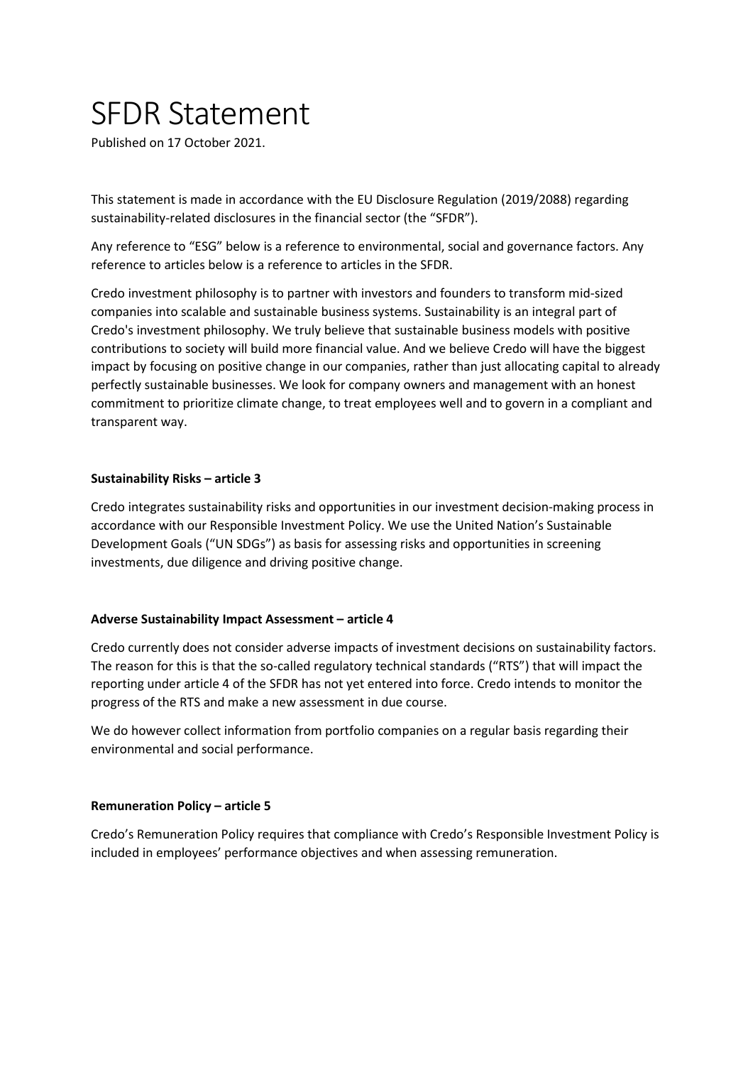# SFDR Statement

Published on 17 October 2021.

This statement is made in accordance with the EU Disclosure Regulation (2019/2088) regarding sustainability-related disclosures in the financial sector (the "SFDR").

Any reference to "ESG" below is a reference to environmental, social and governance factors. Any reference to articles below is a reference to articles in the SFDR.

Credo investment philosophy is to partner with investors and founders to transform mid-sized companies into scalable and sustainable business systems. Sustainability is an integral part of Credo's investment philosophy. We truly believe that sustainable business models with positive contributions to society will build more financial value. And we believe Credo will have the biggest impact by focusing on positive change in our companies, rather than just allocating capital to already perfectly sustainable businesses. We look for company owners and management with an honest commitment to prioritize climate change, to treat employees well and to govern in a compliant and transparent way.

**Sustainability Risks – article 3**

Credo integrates sustainability risks and opportunities in our investment decision-making process in accordance with our Responsible Investment Policy. We use the United Nation's Sustainable Development Goals ("UN SDGs") as basis for assessing risks and opportunities in screening investments, due diligence and driving positive change.

**Adverse Sustainability Impact Assessment – article 4**

Credo currently does not consider adverse impacts of investment decisions on sustainability factors. The reason for this is that the so-called regulatory technical standards ("RTS") that will impact the reporting under article 4 of the SFDR has not yet entered into force. Credo intends to monitor the progress of the RTS and make a new assessment in due course.

We do however collect information from portfolio companies on a regular basis regarding their environmental and social performance.

**Remuneration Policy – article 5**

Credo's Remuneration Policy requires that compliance with Credo's Responsible Investment Policy is included in employees' performance objectives and when assessing remuneration.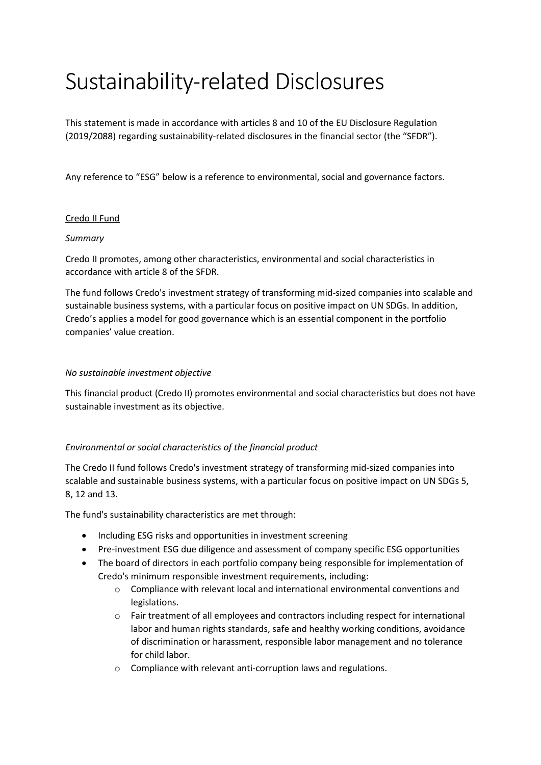# Sustainability-related Disclosures

This statement is made in accordance with articles 8 and 10 of the EU Disclosure Regulation (2019/2088) regarding sustainability-related disclosures in the financial sector (the "SFDR").

Any reference to "ESG" below is a reference to environmental, social and governance factors.

<u>Credo II Fund</u>

*Summary*

Credo II promotes, among other characteristics, environmental and social characteristics in accordance with article 8 of the SFDR.

The fund follows Credo's investment strategy of transforming mid-sized companies into scalable and sustainable business systems, with a particular focus on positive impact on UN SDGs. In addition, Credo's applies a model for good governance which is an essential component in the portfolio companies' value creation.

*No sustainable investment objective*

This financial product (Credo II) promotes environmental and social characteristics but does not have sustainable investment as its objective.

*Environmental or social characteristics of the financial product*

The Credo II fund follows Credo's investment strategy of transforming mid-sized companies into scalable and sustainable business systems, with a particular focus on positive impact on UN SDGs 5, 8, 12 and 13.

The fund's sustainability characteristics are met through:

- Including ESG risks and opportunities in investment screening
- Pre-investment ESG due diligence and assessment of company specific ESG opportunities
- The board of directors in each portfolio company being responsible for implementation of Credo's minimum responsible investment requirements, including:
    - Compliance with relevant local and international environmental conventions and legislations.
    - Fair treatment of all employees and contractors including respect for international labor and human rights standards, safe and healthy working conditions, avoidance of discrimination or harassment, responsible labor management and no tolerance for child labor.
    - Compliance with relevant anti-corruption laws and regulations.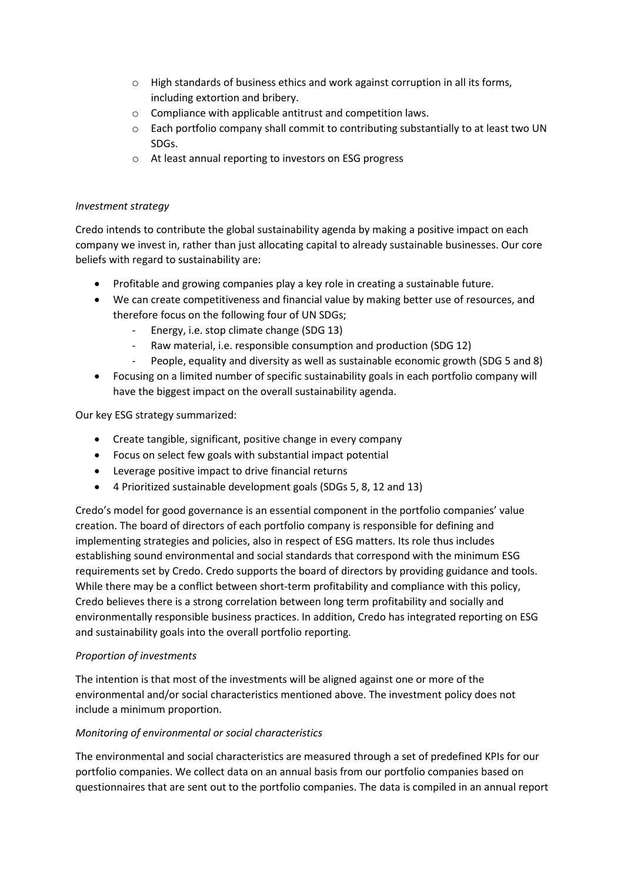- High standards of business ethics and work against corruption in all its forms, including extortion and bribery.
  - Compliance with applicable antitrust and competition laws.
  - Each portfolio company shall commit to contributing substantially to at least two UN SDGs.
  - At least annual reporting to investors on ESG progress

*Investment strategy*

Credo intends to contribute the global sustainability agenda by making a positive impact on each company we invest in, rather than just allocating capital to already sustainable businesses. Our core beliefs with regard to sustainability are:

- Profitable and growing companies play a key role in creating a sustainable future.
- We can create competitiveness and financial value by making better use of resources, and therefore focus on the following four of UN SDGs;
  - Energy, i.e. stop climate change (SDG 13)
  - Raw material, i.e. responsible consumption and production (SDG 12)
  - People, equality and diversity as well as sustainable economic growth (SDG 5 and 8)
- Focusing on a limited number of specific sustainability goals in each portfolio company will have the biggest impact on the overall sustainability agenda.

Our key ESG strategy summarized:

- Create tangible, significant, positive change in every company
- Focus on select few goals with substantial impact potential
- Leverage positive impact to drive financial returns
- 4 Prioritized sustainable development goals (SDGs 5, 8, 12 and 13)

Credo's model for good governance is an essential component in the portfolio companies' value creation. The board of directors of each portfolio company is responsible for defining and implementing strategies and policies, also in respect of ESG matters. Its role thus includes establishing sound environmental and social standards that correspond with the minimum ESG requirements set by Credo. Credo supports the board of directors by providing guidance and tools. While there may be a conflict between short-term profitability and compliance with this policy, Credo believes there is a strong correlation between long term profitability and socially and environmentally responsible business practices. In addition, Credo has integrated reporting on ESG and sustainability goals into the overall portfolio reporting.

*Proportion of investments*

The intention is that most of the investments will be aligned against one or more of the environmental and/or social characteristics mentioned above. The investment policy does not include a minimum proportion.

*Monitoring of environmental or social characteristics*

The environmental and social characteristics are measured through a set of predefined KPIs for our portfolio companies. We collect data on an annual basis from our portfolio companies based on questionnaires that are sent out to the portfolio companies. The data is compiled in an annual report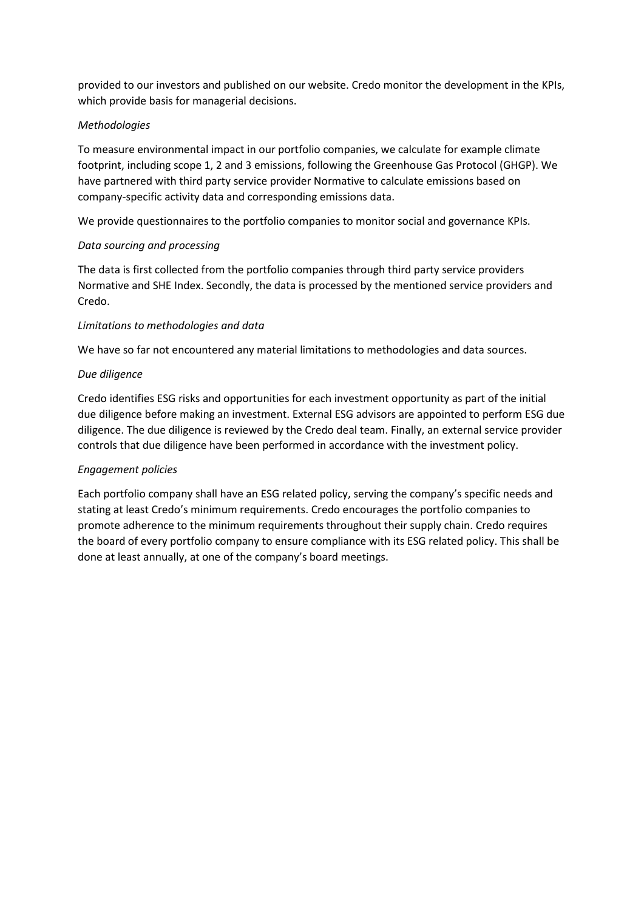provided to our investors and published on our website. Credo monitor the development in the KPIs, which provide basis for managerial decisions.

*Methodologies*

To measure environmental impact in our portfolio companies, we calculate for example climate footprint, including scope 1, 2 and 3 emissions, following the Greenhouse Gas Protocol (GHGP). We have partnered with third party service provider Normative to calculate emissions based on company-specific activity data and corresponding emissions data.

We provide questionnaires to the portfolio companies to monitor social and governance KPIs.

*Data sourcing and processing*

The data is first collected from the portfolio companies through third party service providers Normative and SHE Index. Secondly, the data is processed by the mentioned service providers and Credo.

*Limitations to methodologies and data*

We have so far not encountered any material limitations to methodologies and data sources.

*Due diligence*

Credo identifies ESG risks and opportunities for each investment opportunity as part of the initial due diligence before making an investment. External ESG advisors are appointed to perform ESG due diligence. The due diligence is reviewed by the Credo deal team. Finally, an external service provider controls that due diligence have been performed in accordance with the investment policy.

*Engagement policies*

Each portfolio company shall have an ESG related policy, serving the company's specific needs and stating at least Credo's minimum requirements. Credo encourages the portfolio companies to promote adherence to the minimum requirements throughout their supply chain. Credo requires the board of every portfolio company to ensure compliance with its ESG related policy. This shall be done at least annually, at one of the company's board meetings.